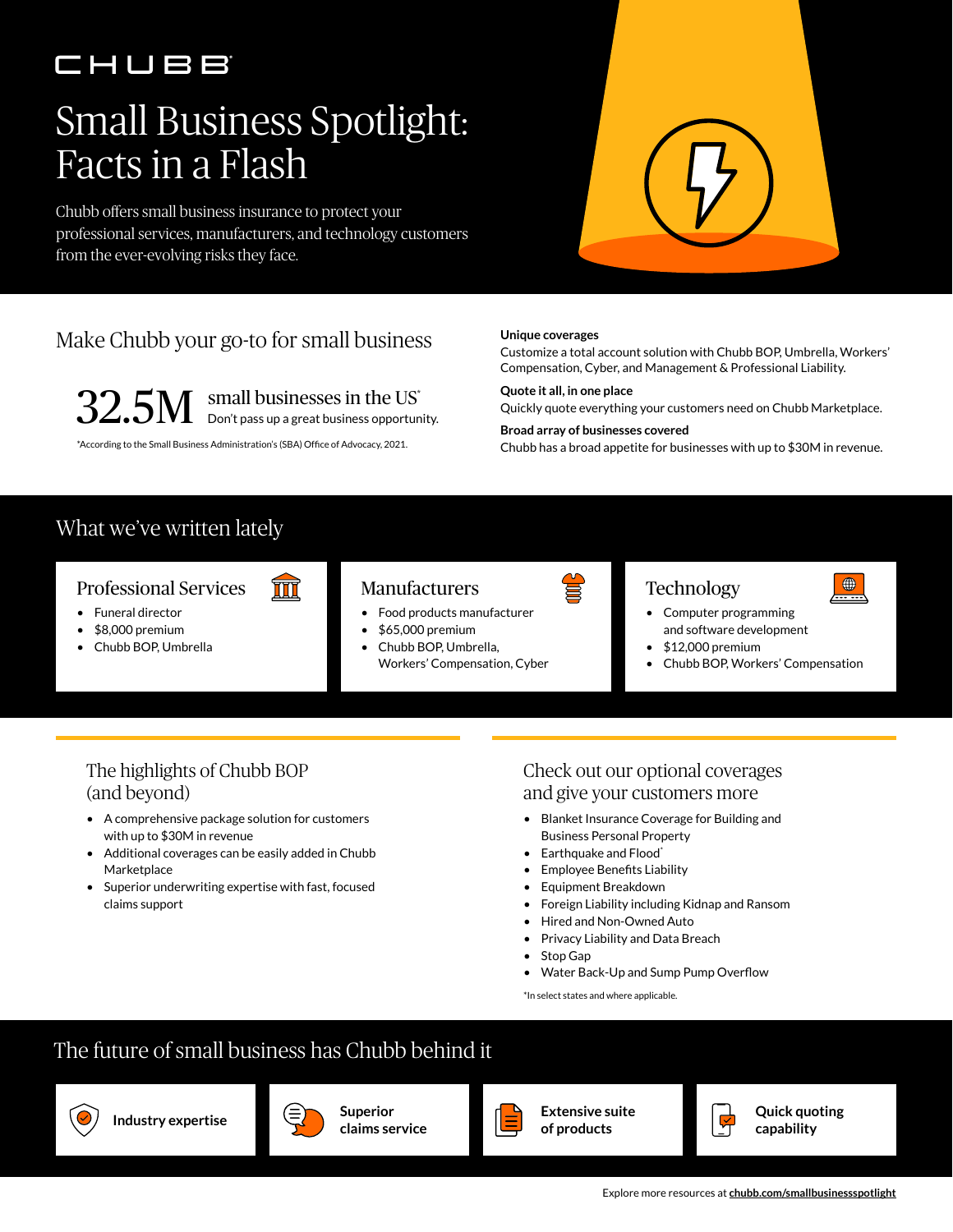CHUBB

# Small Business Spotlight: Facts in a Flash

Chubb offers small business insurance to protect your professional services, manufacturers, and technology customers from the ever-evolving risks they face.

## Make Chubb your go-to for small business

**32.5M** small businesses in the US*

Don't pass up a great business opportunity.

*According to the Small Business Administration's (SBA) Office of Advocacy, 2021.

**Unique coverages**
Customize a total account solution with Chubb BOP, Umbrella, Workers' Compensation, Cyber, and Management & Professional Liability.

**Quote it all, in one place**
Quickly quote everything your customers need on Chubb Marketplace.

**Broad array of businesses covered**
Chubb has a broad appetite for businesses with up to $30M in revenue.

## What we've written lately

### Professional Services

- Funeral director
- $8,000 premium
- Chubb BOP, Umbrella

### Manufacturers

- Food products manufacturer
- $65,000 premium
- Chubb BOP, Umbrella, Workers' Compensation, Cyber

### Technology

- Computer programming and software development
- $12,000 premium
- Chubb BOP, Workers' Compensation

## The highlights of Chubb BOP (and beyond)

- A comprehensive package solution for customers with up to $30M in revenue
- Additional coverages can be easily added in Chubb Marketplace
- Superior underwriting expertise with fast, focused claims support

## Check out our optional coverages and give your customers more

- Blanket Insurance Coverage for Building and Business Personal Property
- Earthquake and Flood*
- Employee Benefits Liability
- Equipment Breakdown
- Foreign Liability including Kidnap and Ransom
- Hired and Non-Owned Auto
- Privacy Liability and Data Breach
- Stop Gap
- Water Back-Up and Sump Pump Overflow

*In select states and where applicable.

## The future of small business has Chubb behind it

- **Industry expertise**
- **Superior claims service**
- **Extensive suite of products**
- **Quick quoting capability**

Explore more resources at **chubb.com/smallbusinessspotlight**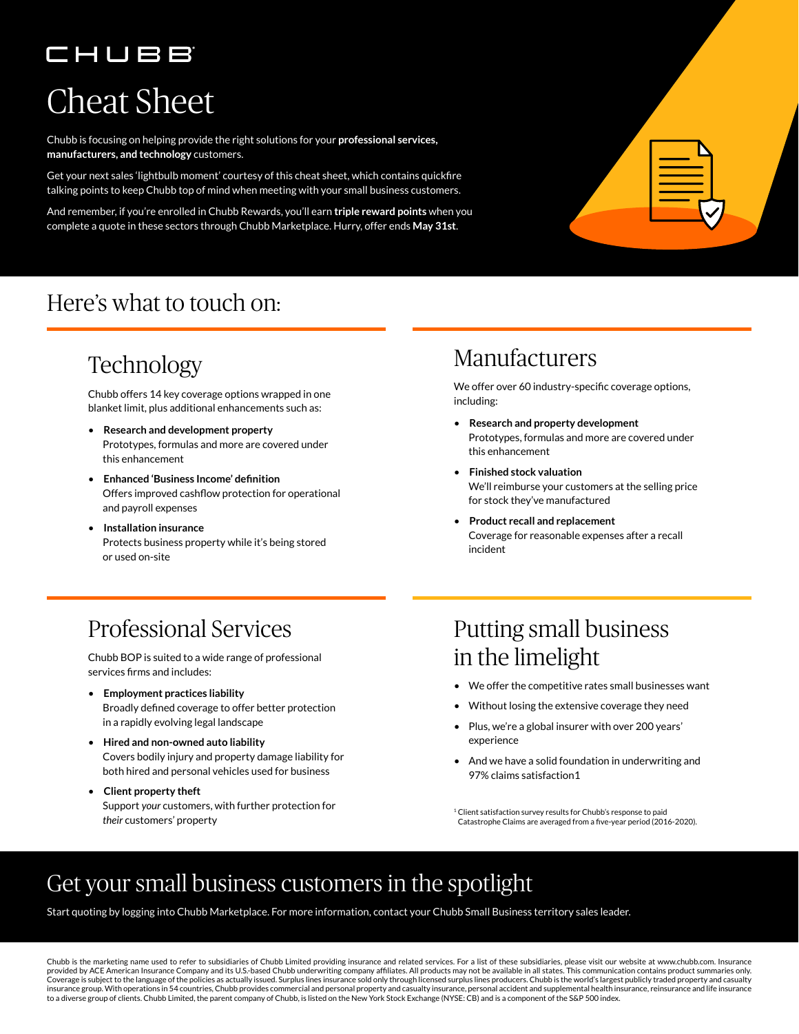CHUBB

# Cheat Sheet

Chubb is focusing on helping provide the right solutions for your **professional services, manufacturers, and technology** customers.

Get your next sales 'lightbulb moment' courtesy of this cheat sheet, which contains quickfire talking points to keep Chubb top of mind when meeting with your small business customers.

And remember, if you're enrolled in Chubb Rewards, you'll earn **triple reward points** when you complete a quote in these sectors through Chubb Marketplace. Hurry, offer ends **May 31st**.

## Here's what to touch on:

### Technology

Chubb offers 14 key coverage options wrapped in one blanket limit, plus additional enhancements such as:

- **Research and development property**
  Prototypes, formulas and more are covered under this enhancement
- **Enhanced 'Business Income' definition**
  Offers improved cashflow protection for operational and payroll expenses
- **Installation insurance**
  Protects business property while it's being stored or used on-site

### Manufacturers

We offer over 60 industry-specific coverage options, including:

- **Research and property development**
  Prototypes, formulas and more are covered under this enhancement
- **Finished stock valuation**
  We'll reimburse your customers at the selling price for stock they've manufactured
- **Product recall and replacement**
  Coverage for reasonable expenses after a recall incident

### Professional Services

Chubb BOP is suited to a wide range of professional services firms and includes:

- **Employment practices liability**
  Broadly defined coverage to offer better protection in a rapidly evolving legal landscape
- **Hired and non-owned auto liability**
  Covers bodily injury and property damage liability for both hired and personal vehicles used for business
- **Client property theft**
  Support *your* customers, with further protection for *their* customers' property

### Putting small business in the limelight

- We offer the competitive rates small businesses want
- Without losing the extensive coverage they need
- Plus, we're a global insurer with over 200 years' experience
- And we have a solid foundation in underwriting and 97% claims satisfaction[1]

[1] Client satisfaction survey results for Chubb's response to paid Catastrophe Claims are averaged from a five-year period (2016-2020).

## Get your small business customers in the spotlight

Start quoting by logging into Chubb Marketplace. For more information, contact your Chubb Small Business territory sales leader.

Chubb is the marketing name used to refer to subsidiaries of Chubb Limited providing insurance and related services. For a list of these subsidiaries, please visit our website at www.chubb.com. Insurance provided by ACE American Insurance Company and its U.S.-based Chubb underwriting company affiliates. All products may not be available in all states. This communication contains product summaries only. Coverage is subject to the language of the policies as actually issued. Surplus lines insurance sold only through licensed surplus lines producers. Chubb is the world's largest publicly traded property and casualty insurance group. With operations in 54 countries, Chubb provides commercial and personal property and casualty insurance, personal accident and supplemental health insurance, reinsurance and life insurance to a diverse group of clients. Chubb Limited, the parent company of Chubb, is listed on the New York Stock Exchange (NYSE: CB) and is a component of the S&P 500 index.